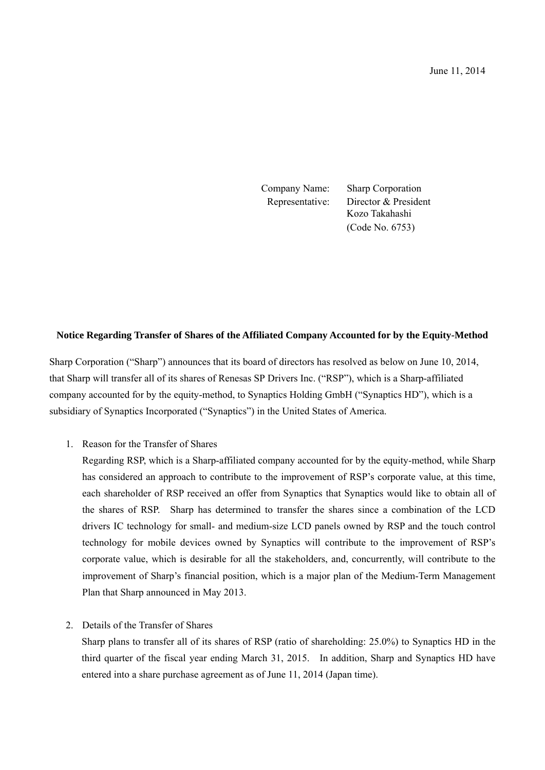June 11, 2014

Company Name: Sharp Corporation
Representative: Director & President
Kozo Takahashi
(Code No. 6753)

**Notice Regarding Transfer of Shares of the Affiliated Company Accounted for by the Equity-Method**

Sharp Corporation ("Sharp") announces that its board of directors has resolved as below on June 10, 2014, that Sharp will transfer all of its shares of Renesas SP Drivers Inc. ("RSP"), which is a Sharp-affiliated company accounted for by the equity-method, to Synaptics Holding GmbH ("Synaptics HD"), which is a subsidiary of Synaptics Incorporated ("Synaptics") in the United States of America.

1. Reason for the Transfer of Shares
   Regarding RSP, which is a Sharp-affiliated company accounted for by the equity-method, while Sharp has considered an approach to contribute to the improvement of RSP's corporate value, at this time, each shareholder of RSP received an offer from Synaptics that Synaptics would like to obtain all of the shares of RSP. Sharp has determined to transfer the shares since a combination of the LCD drivers IC technology for small- and medium-size LCD panels owned by RSP and the touch control technology for mobile devices owned by Synaptics will contribute to the improvement of RSP's corporate value, which is desirable for all the stakeholders, and, concurrently, will contribute to the improvement of Sharp's financial position, which is a major plan of the Medium-Term Management Plan that Sharp announced in May 2013.

2. Details of the Transfer of Shares
   Sharp plans to transfer all of its shares of RSP (ratio of shareholding: 25.0%) to Synaptics HD in the third quarter of the fiscal year ending March 31, 2015. In addition, Sharp and Synaptics HD have entered into a share purchase agreement as of June 11, 2014 (Japan time).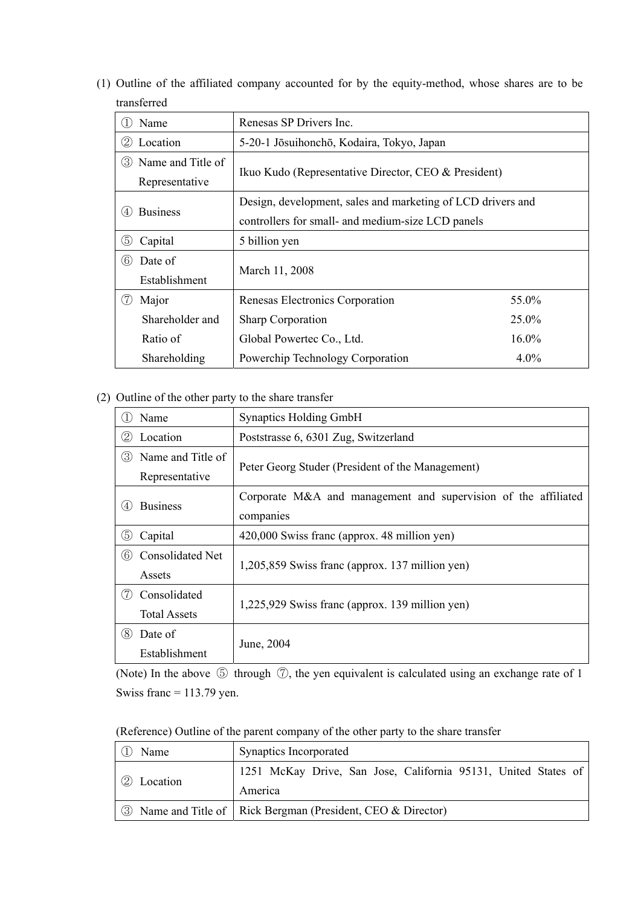(1) Outline of the affiliated company accounted for by the equity-method, whose shares are to be transferred

| | |
|---|---|
| ① Name | Renesas SP Drivers Inc. |
| ② Location | 5-20-1 Jōsuihonchō, Kodaira, Tokyo, Japan |
| ③ Name and Title of Representative | Ikuo Kudo (Representative Director, CEO & President) |
| ④ Business | Design, development, sales and marketing of LCD drivers and controllers for small- and medium-size LCD panels |
| ⑤ Capital | 5 billion yen |
| ⑥ Date of Establishment | March 11, 2008 |
| ⑦ Major Shareholder and Ratio of Shareholding | Renesas Electronics Corporation 55.0%<br>Sharp Corporation 25.0%<br>Global Powertec Co., Ltd. 16.0%<br>Powerchip Technology Corporation 4.0% |

(2) Outline of the other party to the share transfer

| | |
|---|---|
| ① Name | Synaptics Holding GmbH |
| ② Location | Poststrasse 6, 6301 Zug, Switzerland |
| ③ Name and Title of Representative | Peter Georg Studer (President of the Management) |
| ④ Business | Corporate M&A and management and supervision of the affiliated companies |
| ⑤ Capital | 420,000 Swiss franc (approx. 48 million yen) |
| ⑥ Consolidated Net Assets | 1,205,859 Swiss franc (approx. 137 million yen) |
| ⑦ Consolidated Total Assets | 1,225,929 Swiss franc (approx. 139 million yen) |
| ⑧ Date of Establishment | June, 2004 |

(Note) In the above ⑤ through ⑦, the yen equivalent is calculated using an exchange rate of 1 Swiss franc = 113.79 yen.

(Reference) Outline of the parent company of the other party to the share transfer

| | |
|---|---|
| ① Name | Synaptics Incorporated |
| ② Location | 1251 McKay Drive, San Jose, California 95131, United States of America |
| ③ Name and Title of | Rick Bergman (President, CEO & Director) |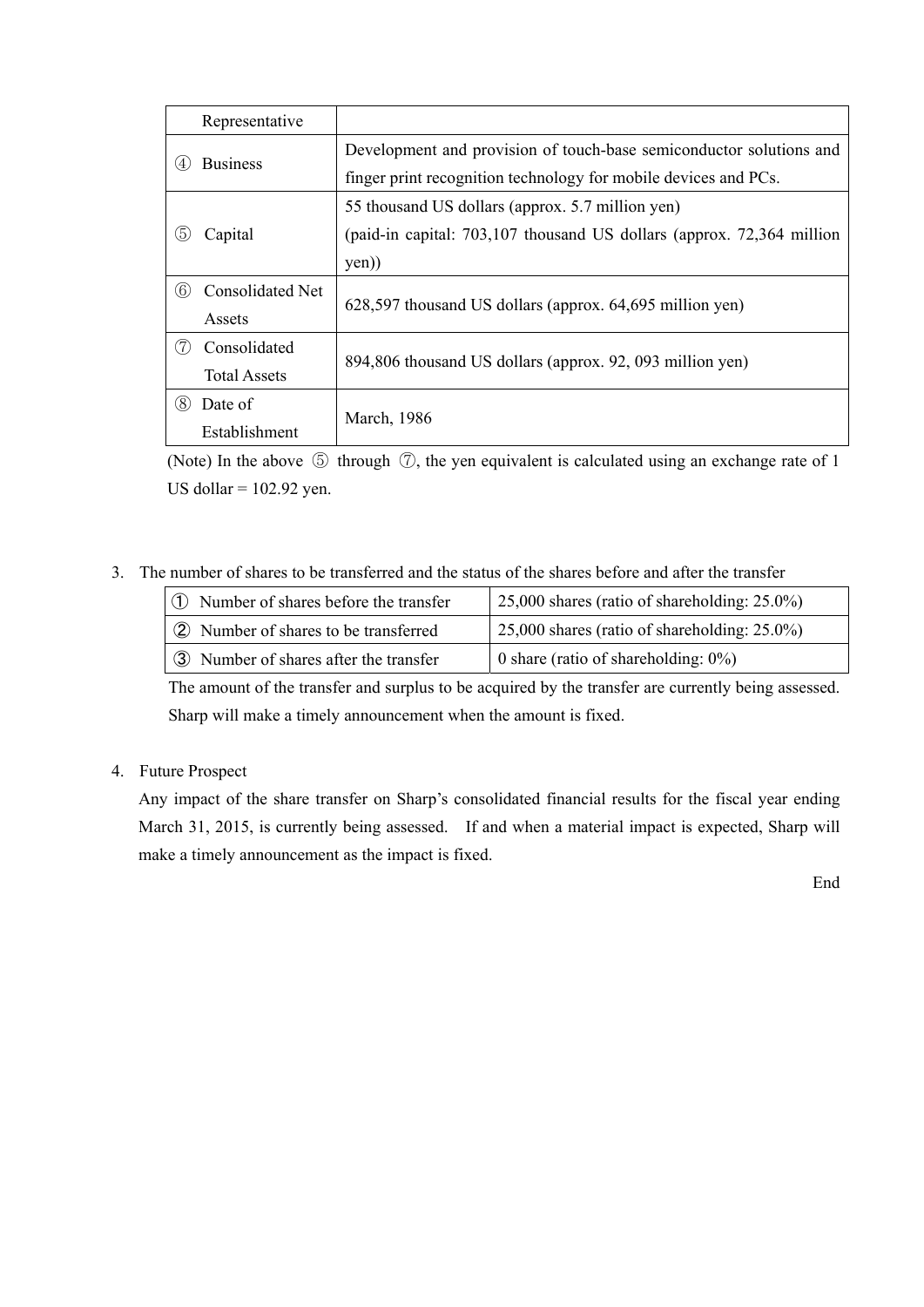| | |
|---|---|
| Representative | |
| ④ Business | Development and provision of touch-base semiconductor solutions and finger print recognition technology for mobile devices and PCs. |
| ⑤ Capital | 55 thousand US dollars (approx. 5.7 million yen)<br>(paid-in capital: 703,107 thousand US dollars (approx. 72,364 million yen)) |
| ⑥ Consolidated Net Assets | 628,597 thousand US dollars (approx. 64,695 million yen) |
| ⑦ Consolidated Total Assets | 894,806 thousand US dollars (approx. 92, 093 million yen) |
| ⑧ Date of Establishment | March, 1986 |

(Note) In the above ⑤ through ⑦, the yen equivalent is calculated using an exchange rate of 1 US dollar = 102.92 yen.

3. The number of shares to be transferred and the status of the shares before and after the transfer

| | |
|---|---|
| ① Number of shares before the transfer | 25,000 shares (ratio of shareholding: 25.0%) |
| ② Number of shares to be transferred | 25,000 shares (ratio of shareholding: 25.0%) |
| ③ Number of shares after the transfer | 0 share (ratio of shareholding: 0%) |

The amount of the transfer and surplus to be acquired by the transfer are currently being assessed. Sharp will make a timely announcement when the amount is fixed.

4. Future Prospect

Any impact of the share transfer on Sharp's consolidated financial results for the fiscal year ending March 31, 2015, is currently being assessed. If and when a material impact is expected, Sharp will make a timely announcement as the impact is fixed.

End